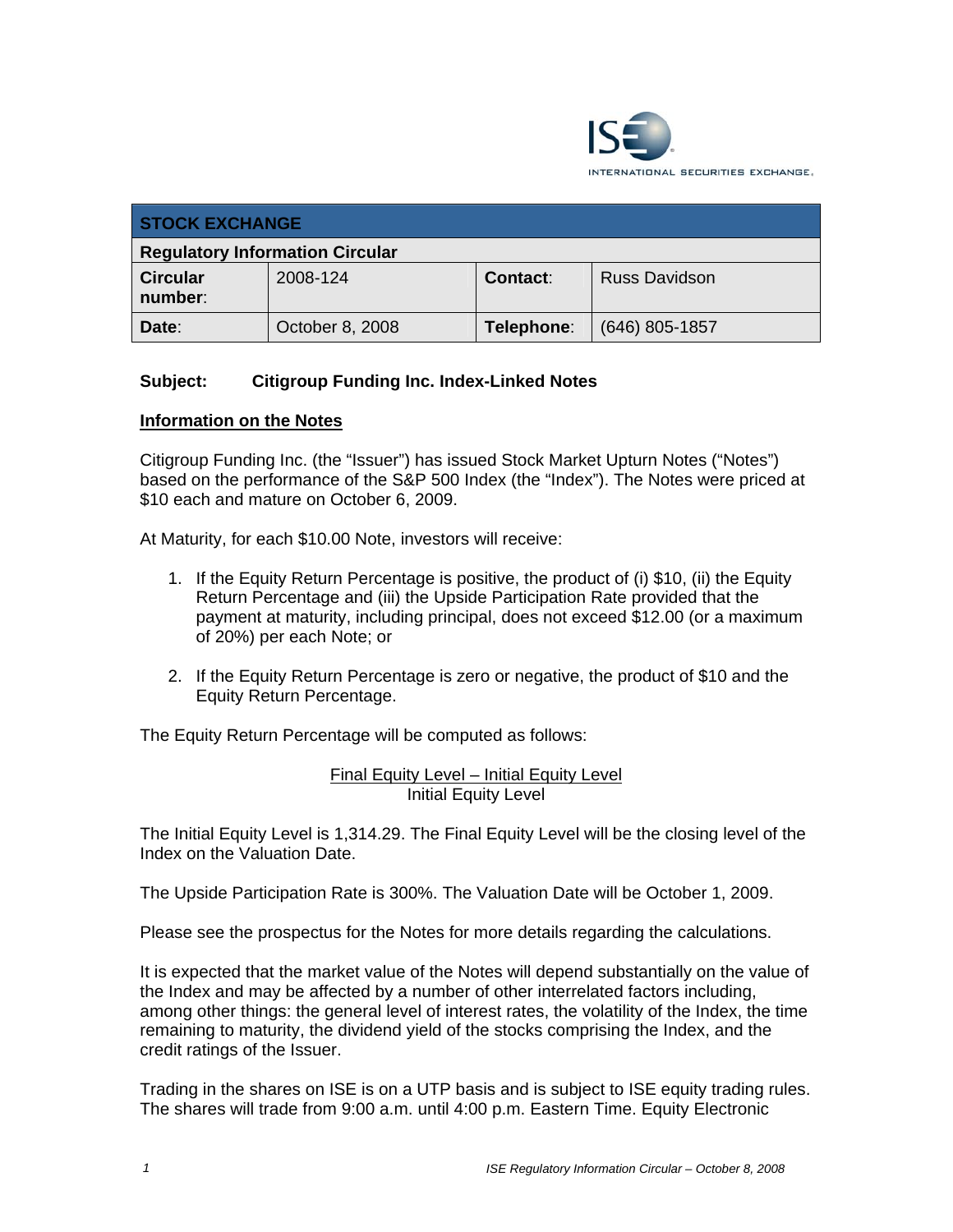| STOCK EXCHANGE | | | |
|---|---|---|---|
| **Regulatory Information Circular** | | | |
| **Circular number**: | 2008-124 | **Contact**: | Russ Davidson |
| **Date**: | October 8, 2008 | **Telephone**: | (646) 805-1857 |

**Subject: Citigroup Funding Inc. Index-Linked Notes**

## Information on the Notes

Citigroup Funding Inc. (the "Issuer") has issued Stock Market Upturn Notes ("Notes") based on the performance of the S&P 500 Index (the "Index"). The Notes were priced at $10 each and mature on October 6, 2009.

At Maturity, for each $10.00 Note, investors will receive:

1. If the Equity Return Percentage is positive, the product of (i) $10, (ii) the Equity Return Percentage and (iii) the Upside Participation Rate provided that the payment at maturity, including principal, does not exceed $12.00 (or a maximum of 20%) per each Note; or

2. If the Equity Return Percentage is zero or negative, the product of $10 and the Equity Return Percentage.

The Equity Return Percentage will be computed as follows:

$$\frac{\text{Final Equity Level} - \text{Initial Equity Level}}{\text{Initial Equity Level}}$$

The Initial Equity Level is 1,314.29. The Final Equity Level will be the closing level of the Index on the Valuation Date.

The Upside Participation Rate is 300%. The Valuation Date will be October 1, 2009.

Please see the prospectus for the Notes for more details regarding the calculations.

It is expected that the market value of the Notes will depend substantially on the value of the Index and may be affected by a number of other interrelated factors including, among other things: the general level of interest rates, the volatility of the Index, the time remaining to maturity, the dividend yield of the stocks comprising the Index, and the credit ratings of the Issuer.

Trading in the shares on ISE is on a UTP basis and is subject to ISE equity trading rules. The shares will trade from 9:00 a.m. until 4:00 p.m. Eastern Time. Equity Electronic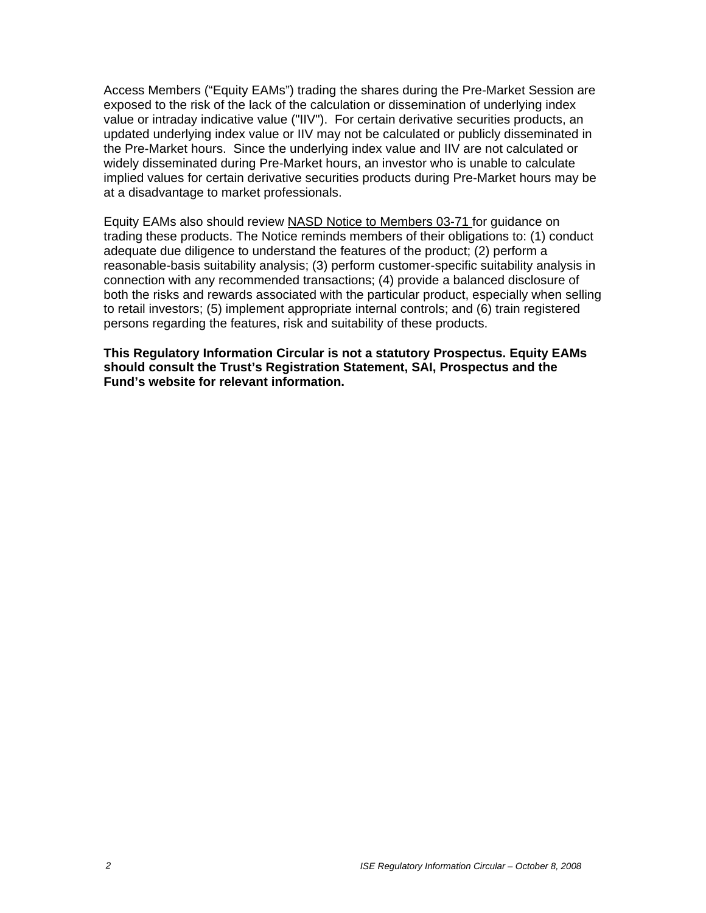Access Members (“Equity EAMs”) trading the shares during the Pre-Market Session are exposed to the risk of the lack of the calculation or dissemination of underlying index value or intraday indicative value ("IIV"). For certain derivative securities products, an updated underlying index value or IIV may not be calculated or publicly disseminated in the Pre-Market hours. Since the underlying index value and IIV are not calculated or widely disseminated during Pre-Market hours, an investor who is unable to calculate implied values for certain derivative securities products during Pre-Market hours may be at a disadvantage to market professionals.

Equity EAMs also should review NASD Notice to Members 03-71 for guidance on trading these products. The Notice reminds members of their obligations to: (1) conduct adequate due diligence to understand the features of the product; (2) perform a reasonable-basis suitability analysis; (3) perform customer-specific suitability analysis in connection with any recommended transactions; (4) provide a balanced disclosure of both the risks and rewards associated with the particular product, especially when selling to retail investors; (5) implement appropriate internal controls; and (6) train registered persons regarding the features, risk and suitability of these products.

**This Regulatory Information Circular is not a statutory Prospectus. Equity EAMs should consult the Trust’s Registration Statement, SAI, Prospectus and the Fund’s website for relevant information.**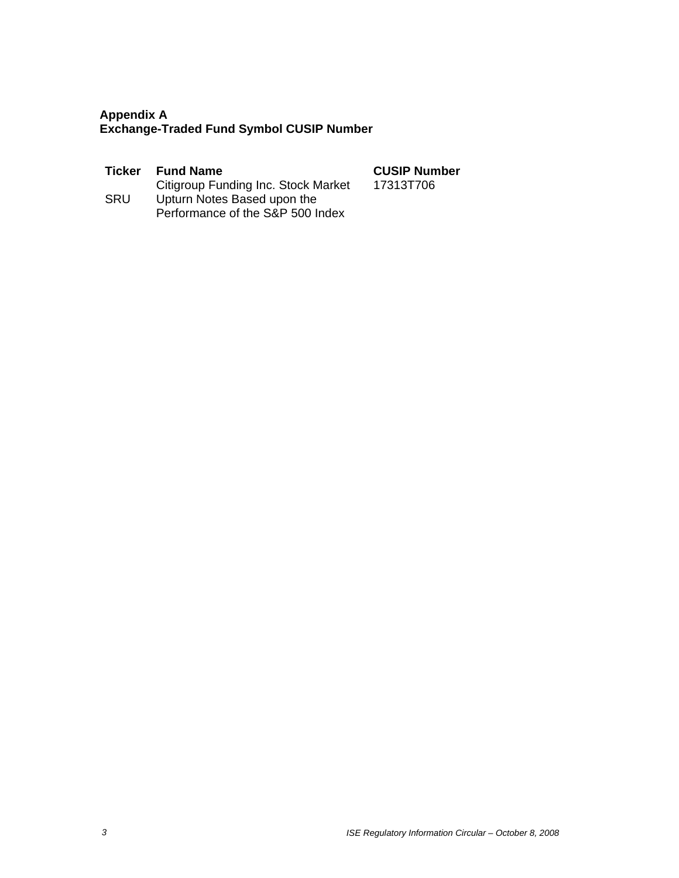**Appendix A**
**Exchange-Traded Fund Symbol CUSIP Number**

| Ticker | Fund Name | CUSIP Number |
| --- | --- | --- |
| SRU | Citigroup Funding Inc. Stock Market Upturn Notes Based upon the Performance of the S&P 500 Index | 17313T706 |